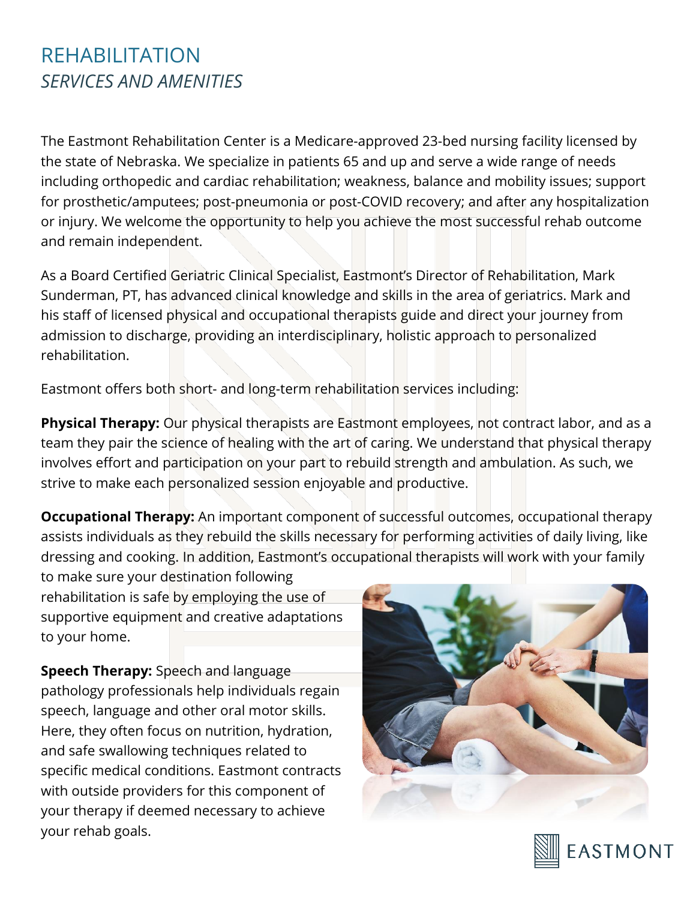# REHABILITATION

## *SERVICES AND AMENITIES*

The Eastmont Rehabilitation Center is a Medicare-approved 23-bed nursing facility licensed by the state of Nebraska. We specialize in patients 65 and up and serve a wide range of needs including orthopedic and cardiac rehabilitation; weakness, balance and mobility issues; support for prosthetic/amputees; post-pneumonia or post-COVID recovery; and after any hospitalization or injury. We welcome the opportunity to help you achieve the most successful rehab outcome and remain independent.

As a Board Certified Geriatric Clinical Specialist, Eastmont's Director of Rehabilitation, Mark Sunderman, PT, has advanced clinical knowledge and skills in the area of geriatrics. Mark and his staff of licensed physical and occupational therapists guide and direct your journey from admission to discharge, providing an interdisciplinary, holistic approach to personalized rehabilitation.

Eastmont offers both short- and long-term rehabilitation services including:

**Physical Therapy:** Our physical therapists are Eastmont employees, not contract labor, and as a team they pair the science of healing with the art of caring. We understand that physical therapy involves effort and participation on your part to rebuild strength and ambulation. As such, we strive to make each personalized session enjoyable and productive.

**Occupational Therapy:** An important component of successful outcomes, occupational therapy assists individuals as they rebuild the skills necessary for performing activities of daily living, like dressing and cooking. In addition, Eastmont's occupational therapists will work with your family to make sure your destination following rehabilitation is safe by employing the use of supportive equipment and creative adaptations to your home.

**Speech Therapy:** Speech and language pathology professionals help individuals regain speech, language and other oral motor skills. Here, they often focus on nutrition, hydration, and safe swallowing techniques related to specific medical conditions. Eastmont contracts with outside providers for this component of your therapy if deemed necessary to achieve your rehab goals.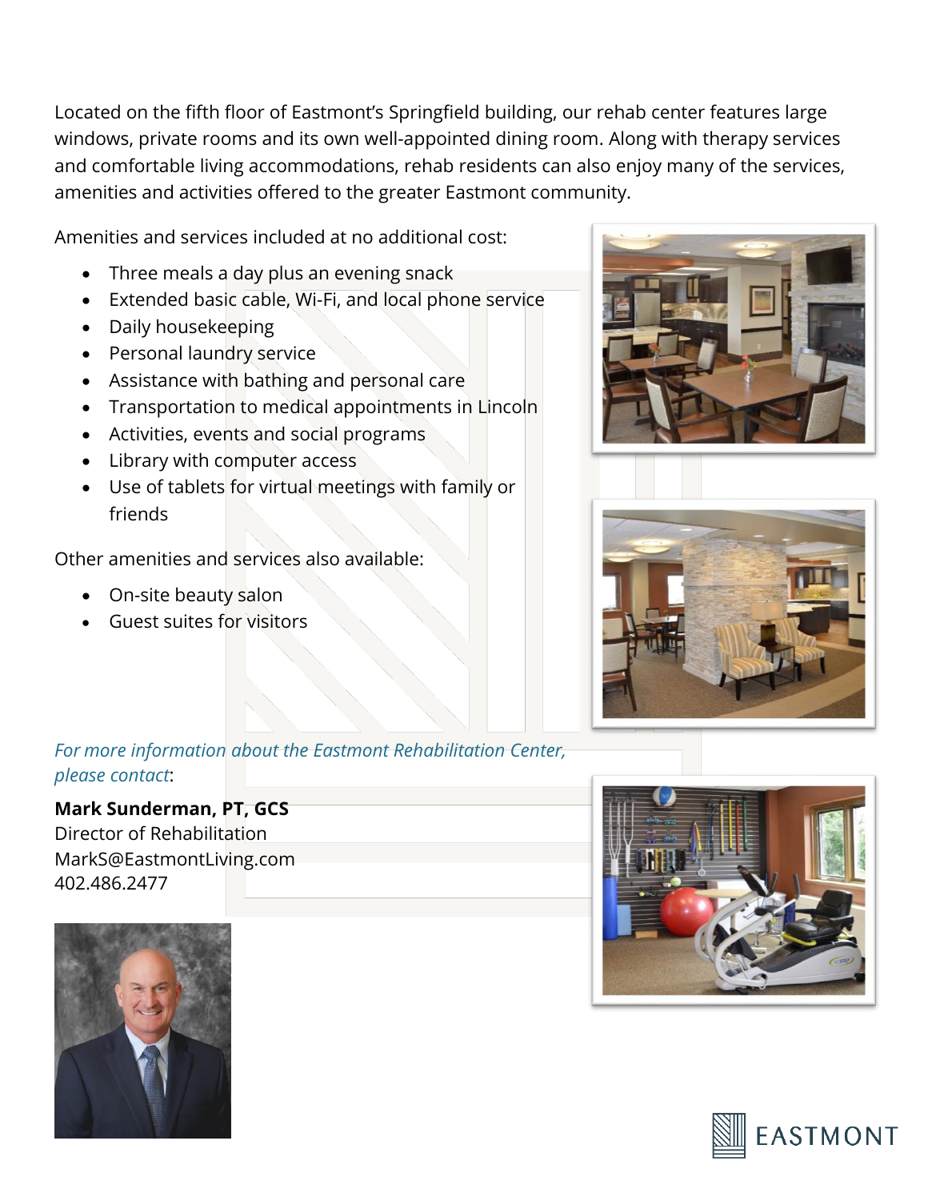Located on the fifth floor of Eastmont's Springfield building, our rehab center features large windows, private rooms and its own well-appointed dining room. Along with therapy services and comfortable living accommodations, rehab residents can also enjoy many of the services, amenities and activities offered to the greater Eastmont community.

Amenities and services included at no additional cost:

- Three meals a day plus an evening snack
- Extended basic cable, Wi-Fi, and local phone service
- Daily housekeeping
- Personal laundry service
- Assistance with bathing and personal care
- Transportation to medical appointments in Lincoln
- Activities, events and social programs
- Library with computer access
- Use of tablets for virtual meetings with family or friends

Other amenities and services also available:

- On-site beauty salon
- Guest suites for visitors

*For more information about the Eastmont Rehabilitation Center, please contact*:

**Mark Sunderman, PT, GCS**
Director of Rehabilitation
MarkS@EastmontLiving.com
402.486.2477

EASTMONT